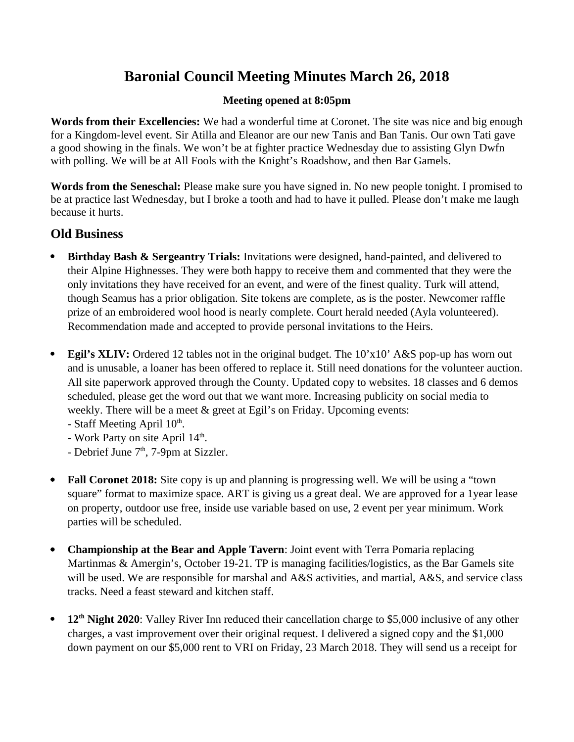# Baronial Council Meeting Minutes March 26, 2018

**Meeting opened at 8:05pm**

**Words from their Excellencies:** We had a wonderful time at Coronet. The site was nice and big enough for a Kingdom-level event. Sir Atilla and Eleanor are our new Tanis and Ban Tanis. Our own Tati gave a good showing in the finals. We won't be at fighter practice Wednesday due to assisting Glyn Dwfn with polling. We will be at All Fools with the Knight's Roadshow, and then Bar Gamels.

**Words from the Seneschal:** Please make sure you have signed in. No new people tonight. I promised to be at practice last Wednesday, but I broke a tooth and had to have it pulled. Please don't make me laugh because it hurts.

## Old Business

- **Birthday Bash & Sergeantry Trials:** Invitations were designed, hand-painted, and delivered to their Alpine Highnesses. They were both happy to receive them and commented that they were the only invitations they have received for an event, and were of the finest quality. Turk will attend, though Seamus has a prior obligation. Site tokens are complete, as is the poster. Newcomer raffle prize of an embroidered wool hood is nearly complete. Court herald needed (Ayla volunteered). Recommendation made and accepted to provide personal invitations to the Heirs.

- **Egil's XLIV:** Ordered 12 tables not in the original budget. The 10'x10' A&S pop-up has worn out and is unusable, a loaner has been offered to replace it. Still need donations for the volunteer auction. All site paperwork approved through the County. Updated copy to websites. 18 classes and 6 demos scheduled, please get the word out that we want more. Increasing publicity on social media to weekly. There will be a meet & greet at Egil's on Friday. Upcoming events:
  - Staff Meeting April 10th.
  - Work Party on site April 14th.
  - Debrief June 7th, 7-9pm at Sizzler.

- **Fall Coronet 2018:** Site copy is up and planning is progressing well. We will be using a "town square" format to maximize space. ART is giving us a great deal. We are approved for a 1year lease on property, outdoor use free, inside use variable based on use, 2 event per year minimum. Work parties will be scheduled.

- **Championship at the Bear and Apple Tavern**: Joint event with Terra Pomaria replacing Martinmas & Amergin's, October 19-21. TP is managing facilities/logistics, as the Bar Gamels site will be used. We are responsible for marshal and A&S activities, and martial, A&S, and service class tracks. Need a feast steward and kitchen staff.

- **12th Night 2020**: Valley River Inn reduced their cancellation charge to $5,000 inclusive of any other charges, a vast improvement over their original request. I delivered a signed copy and the $1,000 down payment on our $5,000 rent to VRI on Friday, 23 March 2018. They will send us a receipt for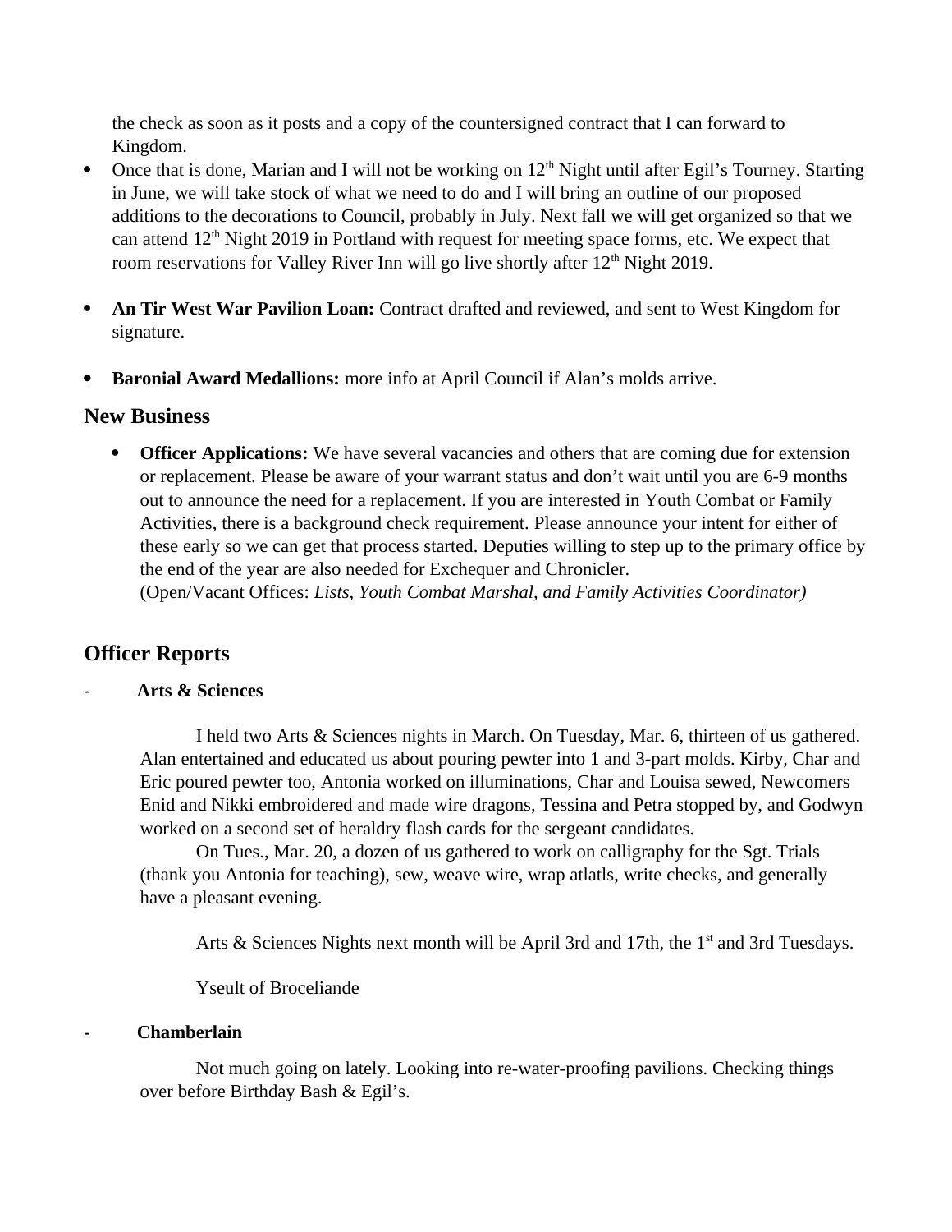the check as soon as it posts and a copy of the countersigned contract that I can forward to Kingdom.

- Once that is done, Marian and I will not be working on 12th Night until after Egil's Tourney. Starting in June, we will take stock of what we need to do and I will bring an outline of our proposed additions to the decorations to Council, probably in July. Next fall we will get organized so that we can attend 12th Night 2019 in Portland with request for meeting space forms, etc. We expect that room reservations for Valley River Inn will go live shortly after 12th Night 2019.

- **An Tir West War Pavilion Loan:** Contract drafted and reviewed, and sent to West Kingdom for signature.

- **Baronial Award Medallions:** more info at April Council if Alan's molds arrive.

## New Business

- **Officer Applications:** We have several vacancies and others that are coming due for extension or replacement. Please be aware of your warrant status and don't wait until you are 6-9 months out to announce the need for a replacement. If you are interested in Youth Combat or Family Activities, there is a background check requirement. Please announce your intent for either of these early so we can get that process started. Deputies willing to step up to the primary office by the end of the year are also needed for Exchequer and Chronicler.
(Open/Vacant Offices: *Lists, Youth Combat Marshal, and Family Activities Coordinator)*

## Officer Reports

### - Arts & Sciences

I held two Arts & Sciences nights in March. On Tuesday, Mar. 6, thirteen of us gathered. Alan entertained and educated us about pouring pewter into 1 and 3-part molds. Kirby, Char and Eric poured pewter too, Antonia worked on illuminations, Char and Louisa sewed, Newcomers Enid and Nikki embroidered and made wire dragons, Tessina and Petra stopped by, and Godwyn worked on a second set of heraldry flash cards for the sergeant candidates.

On Tues., Mar. 20, a dozen of us gathered to work on calligraphy for the Sgt. Trials (thank you Antonia for teaching), sew, weave wire, wrap atlatls, write checks, and generally have a pleasant evening.

Arts & Sciences Nights next month will be April 3rd and 17th, the 1st and 3rd Tuesdays.

Yseult of Broceliande

### - Chamberlain

Not much going on lately. Looking into re-water-proofing pavilions. Checking things over before Birthday Bash & Egil's.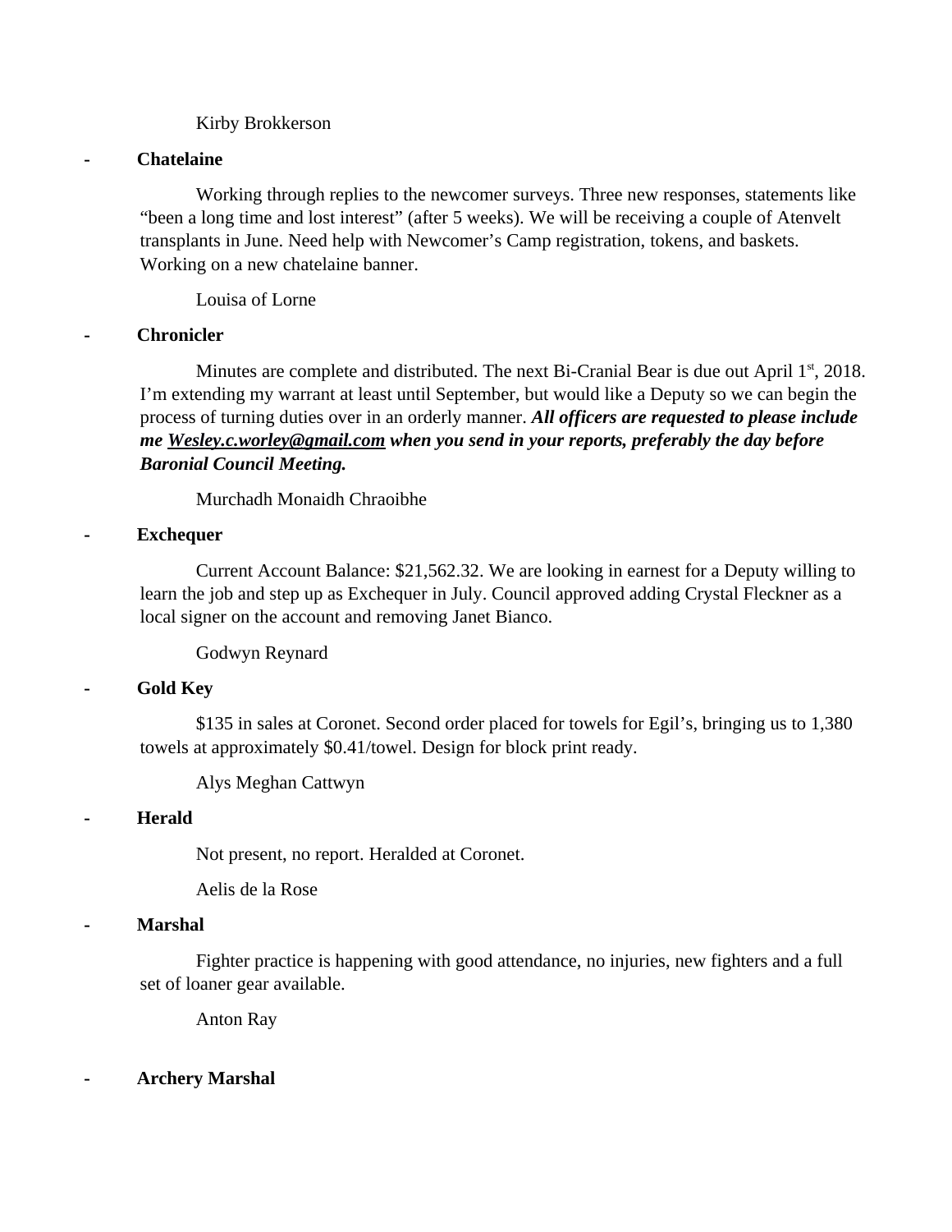Kirby Brokkerson

- **Chatelaine**

Working through replies to the newcomer surveys. Three new responses, statements like "been a long time and lost interest" (after 5 weeks). We will be receiving a couple of Atenvelt transplants in June. Need help with Newcomer's Camp registration, tokens, and baskets. Working on a new chatelaine banner.

Louisa of Lorne

- **Chronicler**

Minutes are complete and distributed. The next Bi-Cranial Bear is due out April 1st, 2018. I'm extending my warrant at least until September, but would like a Deputy so we can begin the process of turning duties over in an orderly manner. ***All officers are requested to please include me [Wesley.c.worley@gmail.com](mailto:Wesley.c.worley@gmail.com) when you send in your reports, preferably the day before Baronial Council Meeting.***

Murchadh Monaidh Chraoibhe

- **Exchequer**

Current Account Balance: $21,562.32. We are looking in earnest for a Deputy willing to learn the job and step up as Exchequer in July. Council approved adding Crystal Fleckner as a local signer on the account and removing Janet Bianco.

Godwyn Reynard

- **Gold Key**

$135 in sales at Coronet. Second order placed for towels for Egil's, bringing us to 1,380 towels at approximately $0.41/towel. Design for block print ready.

Alys Meghan Cattwyn

- **Herald**

Not present, no report. Heralded at Coronet.

Aelis de la Rose

- **Marshal**

Fighter practice is happening with good attendance, no injuries, new fighters and a full set of loaner gear available.

Anton Ray

- **Archery Marshal**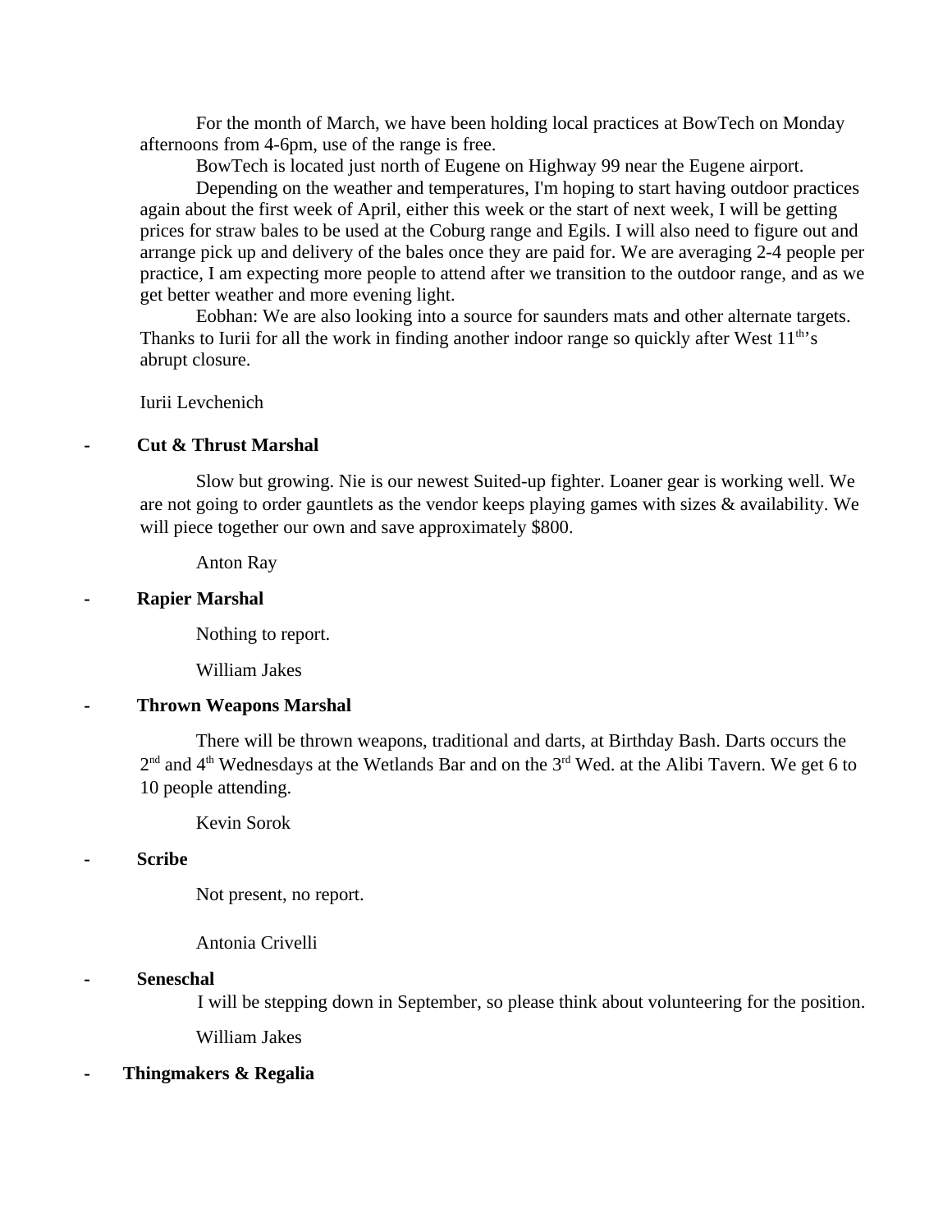For the month of March, we have been holding local practices at BowTech on Monday afternoons from 4-6pm, use of the range is free.

BowTech is located just north of Eugene on Highway 99 near the Eugene airport.

Depending on the weather and temperatures, I'm hoping to start having outdoor practices again about the first week of April, either this week or the start of next week, I will be getting prices for straw bales to be used at the Coburg range and Egils. I will also need to figure out and arrange pick up and delivery of the bales once they are paid for. We are averaging 2-4 people per practice, I am expecting more people to attend after we transition to the outdoor range, and as we get better weather and more evening light.

Eobhan: We are also looking into a source for saunders mats and other alternate targets. Thanks to Iurii for all the work in finding another indoor range so quickly after West 11th's abrupt closure.

Iurii Levchenich

- **Cut & Thrust Marshal**

Slow but growing. Nie is our newest Suited-up fighter. Loaner gear is working well. We are not going to order gauntlets as the vendor keeps playing games with sizes & availability. We will piece together our own and save approximately $800.

Anton Ray

- **Rapier Marshal**

Nothing to report.

William Jakes

- **Thrown Weapons Marshal**

There will be thrown weapons, traditional and darts, at Birthday Bash. Darts occurs the 2nd and 4th Wednesdays at the Wetlands Bar and on the 3rd Wed. at the Alibi Tavern. We get 6 to 10 people attending.

Kevin Sorok

- **Scribe**

Not present, no report.

Antonia Crivelli

- **Seneschal**

I will be stepping down in September, so please think about volunteering for the position.

William Jakes

- **Thingmakers & Regalia**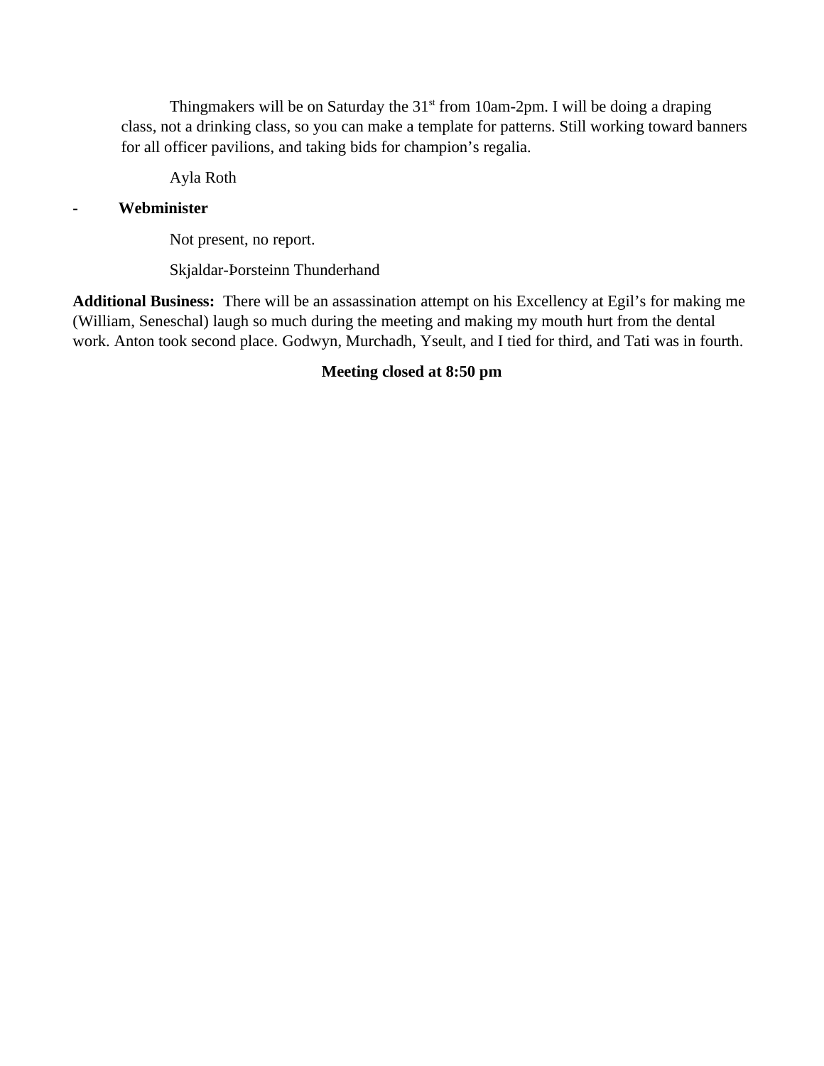Thingmakers will be on Saturday the 31st from 10am-2pm. I will be doing a draping class, not a drinking class, so you can make a template for patterns. Still working toward banners for all officer pavilions, and taking bids for champion's regalia.

Ayla Roth

- **Webminister**

Not present, no report.

Skjaldar-Þorsteinn Thunderhand

**Additional Business:** There will be an assassination attempt on his Excellency at Egil's for making me (William, Seneschal) laugh so much during the meeting and making my mouth hurt from the dental work. Anton took second place. Godwyn, Murchadh, Yseult, and I tied for third, and Tati was in fourth.

**Meeting closed at 8:50 pm**